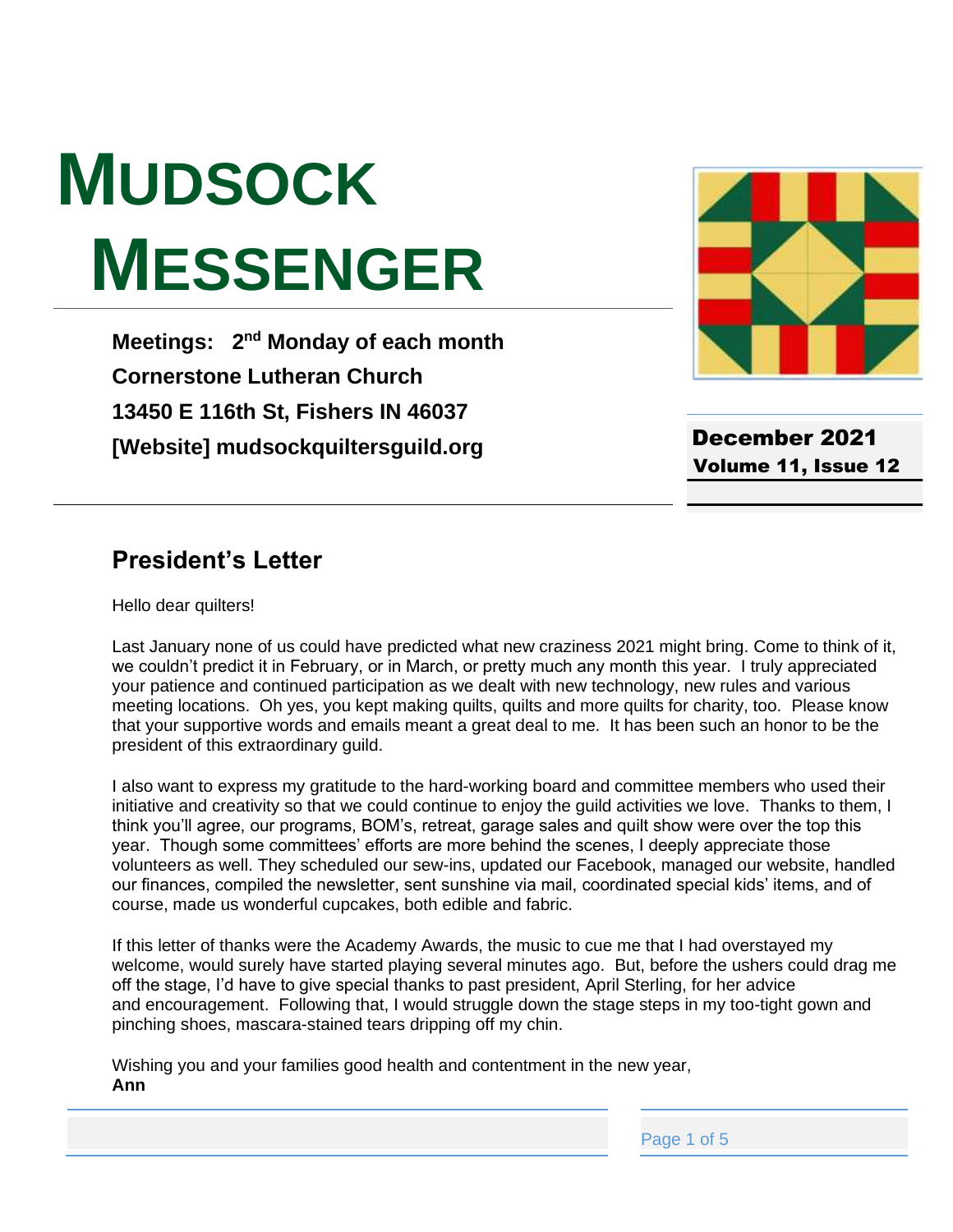# MUDSOCK MESSENGER

**Meetings: 2nd Monday of each month**
**Cornerstone Lutheran Church**
**13450 E 116th St, Fishers IN 46037**
**[Website] mudsockquiltersguild.org**

**December 2021**
**Volume 11, Issue 12**

## President's Letter

Hello dear quilters!

Last January none of us could have predicted what new craziness 2021 might bring. Come to think of it, we couldn't predict it in February, or in March, or pretty much any month this year. I truly appreciated your patience and continued participation as we dealt with new technology, new rules and various meeting locations. Oh yes, you kept making quilts, quilts and more quilts for charity, too. Please know that your supportive words and emails meant a great deal to me. It has been such an honor to be the president of this extraordinary guild.

I also want to express my gratitude to the hard-working board and committee members who used their initiative and creativity so that we could continue to enjoy the guild activities we love. Thanks to them, I think you'll agree, our programs, BOM's, retreat, garage sales and quilt show were over the top this year. Though some committees' efforts are more behind the scenes, I deeply appreciate those volunteers as well. They scheduled our sew-ins, updated our Facebook, managed our website, handled our finances, compiled the newsletter, sent sunshine via mail, coordinated special kids' items, and of course, made us wonderful cupcakes, both edible and fabric.

If this letter of thanks were the Academy Awards, the music to cue me that I had overstayed my welcome, would surely have started playing several minutes ago. But, before the ushers could drag me off the stage, I'd have to give special thanks to past president, April Sterling, for her advice and encouragement. Following that, I would struggle down the stage steps in my too-tight gown and pinching shoes, mascara-stained tears dripping off my chin.

Wishing you and your families good health and contentment in the new year,
**Ann**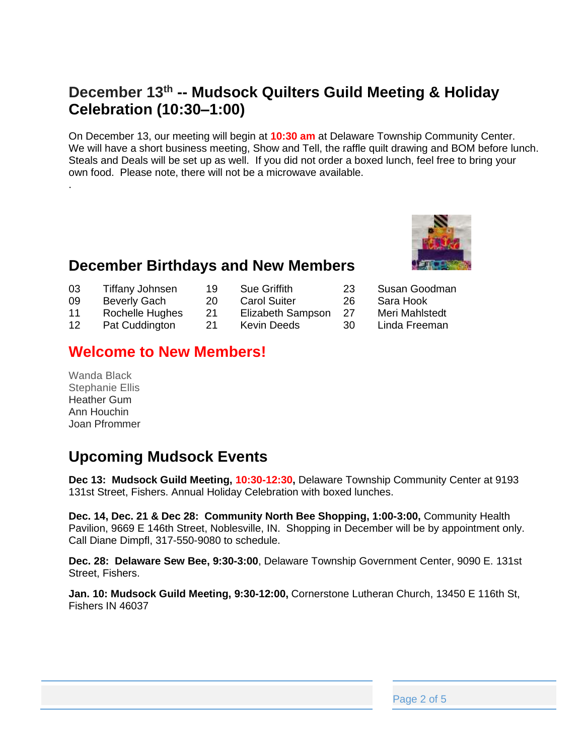## December 13th -- Mudsock Quilters Guild Meeting & Holiday Celebration (10:30–1:00)

On December 13, our meeting will begin at **10:30 am** at Delaware Township Community Center. We will have a short business meeting, Show and Tell, the raffle quilt drawing and BOM before lunch. Steals and Deals will be set up as well. If you did not order a boxed lunch, feel free to bring your own food. Please note, there will not be a microwave available.

.

## December Birthdays and New Members

| | | | | | | | |
|---|---|---|---|---|---|---|---|
| 03 | Tiffany Johnsen | 19 | Sue Griffith | 23 | Susan Goodman | | |
| 09 | Beverly Gach | 20 | Carol Suiter | 26 | Sara Hook | | |
| 11 | Rochelle Hughes | 21 | Elizabeth Sampson | 27 | Meri Mahlstedt | | |
| 12 | Pat Cuddington | 21 | Kevin Deeds | 30 | Linda Freeman | | |

## Welcome to New Members!

Wanda Black
Stephanie Ellis
Heather Gum
Ann Houchin
Joan Pfrommer

## Upcoming Mudsock Events

**Dec 13: Mudsock Guild Meeting, 10:30-12:30,** Delaware Township Community Center at 9193 131st Street, Fishers. Annual Holiday Celebration with boxed lunches.

**Dec. 14, Dec. 21 & Dec 28: Community North Bee Shopping, 1:00-3:00,** Community Health Pavilion, 9669 E 146th Street, Noblesville, IN. Shopping in December will be by appointment only. Call Diane Dimpfl, 317-550-9080 to schedule.

**Dec. 28: Delaware Sew Bee, 9:30-3:00**, Delaware Township Government Center, 9090 E. 131st Street, Fishers.

**Jan. 10: Mudsock Guild Meeting, 9:30-12:00,** Cornerstone Lutheran Church, 13450 E 116th St, Fishers IN 46037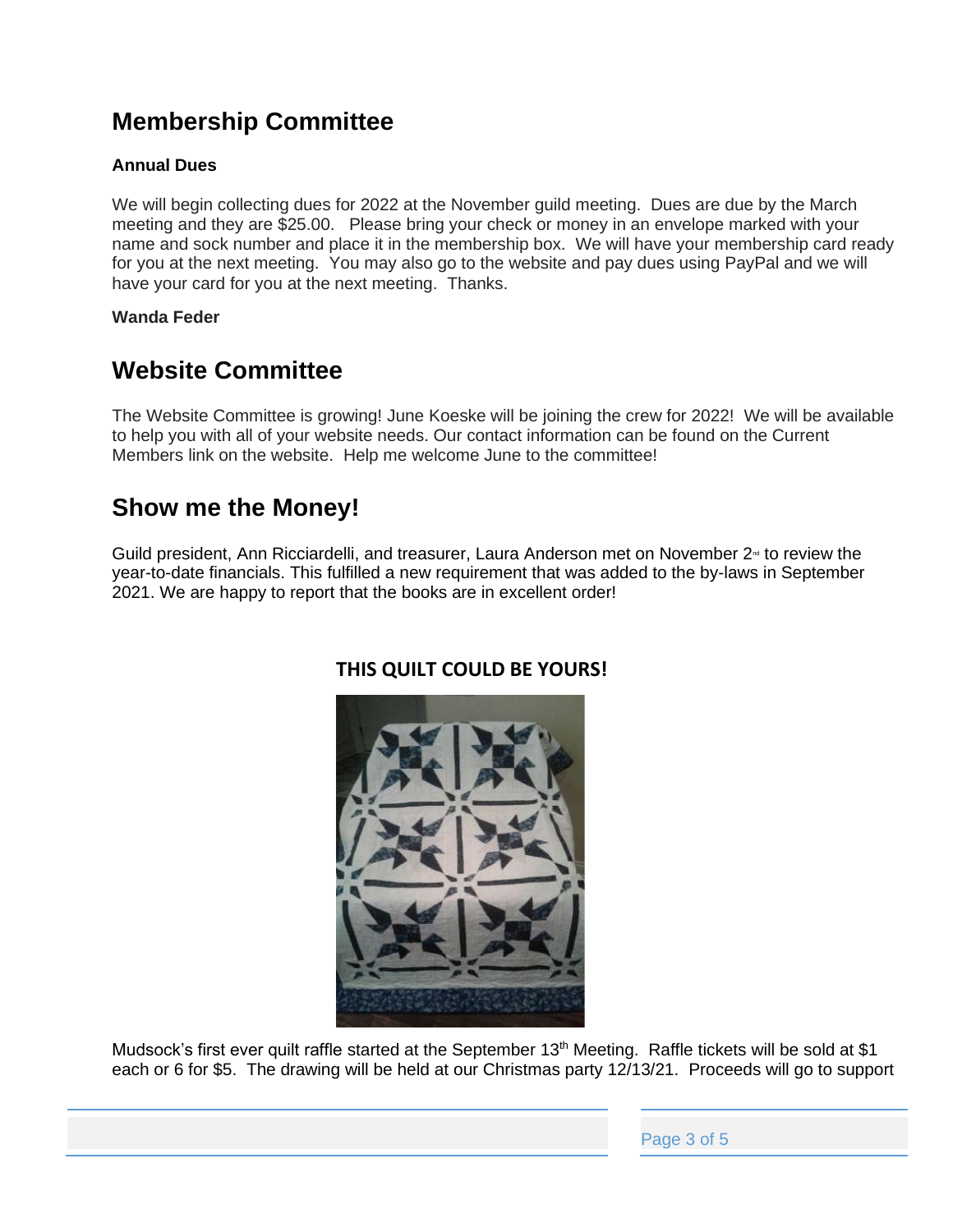## Membership Committee

**Annual Dues**

We will begin collecting dues for 2022 at the November guild meeting. Dues are due by the March meeting and they are $25.00. Please bring your check or money in an envelope marked with your name and sock number and place it in the membership box. We will have your membership card ready for you at the next meeting. You may also go to the website and pay dues using PayPal and we will have your card for you at the next meeting. Thanks.

**Wanda Feder**

## Website Committee

The Website Committee is growing! June Koeske will be joining the crew for 2022! We will be available to help you with all of your website needs. Our contact information can be found on the Current Members link on the website. Help me welcome June to the committee!

## Show me the Money!

Guild president, Ann Ricciardelli, and treasurer, Laura Anderson met on November 2nd to review the year-to-date financials. This fulfilled a new requirement that was added to the by-laws in September 2021. We are happy to report that the books are in excellent order!

**THIS QUILT COULD BE YOURS!**

Mudsock's first ever quilt raffle started at the September 13th Meeting. Raffle tickets will be sold at $1 each or 6 for $5. The drawing will be held at our Christmas party 12/13/21. Proceeds will go to support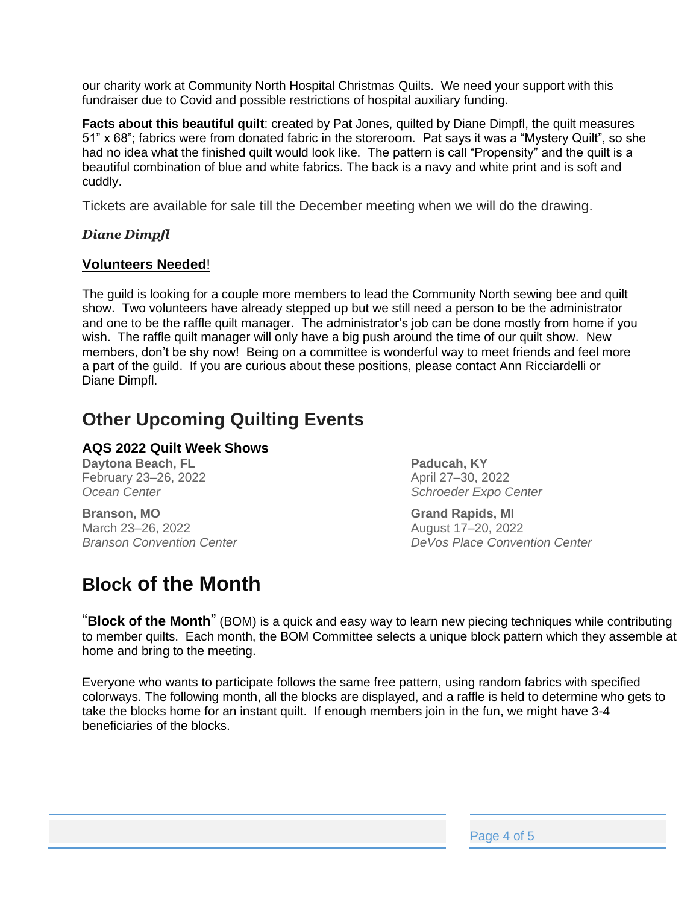our charity work at Community North Hospital Christmas Quilts. We need your support with this fundraiser due to Covid and possible restrictions of hospital auxiliary funding.

**Facts about this beautiful quilt**: created by Pat Jones, quilted by Diane Dimpfl, the quilt measures 51" x 68"; fabrics were from donated fabric in the storeroom. Pat says it was a "Mystery Quilt", so she had no idea what the finished quilt would look like. The pattern is call "Propensity" and the quilt is a beautiful combination of blue and white fabrics. The back is a navy and white print and is soft and cuddly.

Tickets are available for sale till the December meeting when we will do the drawing.

***Diane Dimpfl***

**Volunteers Needed**!

The guild is looking for a couple more members to lead the Community North sewing bee and quilt show. Two volunteers have already stepped up but we still need a person to be the administrator and one to be the raffle quilt manager. The administrator's job can be done mostly from home if you wish. The raffle quilt manager will only have a big push around the time of our quilt show. New members, don't be shy now! Being on a committee is wonderful way to meet friends and feel more a part of the guild. If you are curious about these positions, please contact Ann Ricciardelli or Diane Dimpfl.

## Other Upcoming Quilting Events

### AQS 2022 Quilt Week Shows

**Daytona Beach, FL**
February 23–26, 2022
*Ocean Center*

**Branson, MO**
March 23–26, 2022
*Branson Convention Center*

**Paducah, KY**
April 27–30, 2022
*Schroeder Expo Center*

**Grand Rapids, MI**
August 17–20, 2022
*DeVos Place Convention Center*

## Block of the Month

"**Block of the Month**" (BOM) is a quick and easy way to learn new piecing techniques while contributing to member quilts. Each month, the BOM Committee selects a unique block pattern which they assemble at home and bring to the meeting.

Everyone who wants to participate follows the same free pattern, using random fabrics with specified colorways. The following month, all the blocks are displayed, and a raffle is held to determine who gets to take the blocks home for an instant quilt. If enough members join in the fun, we might have 3-4 beneficiaries of the blocks.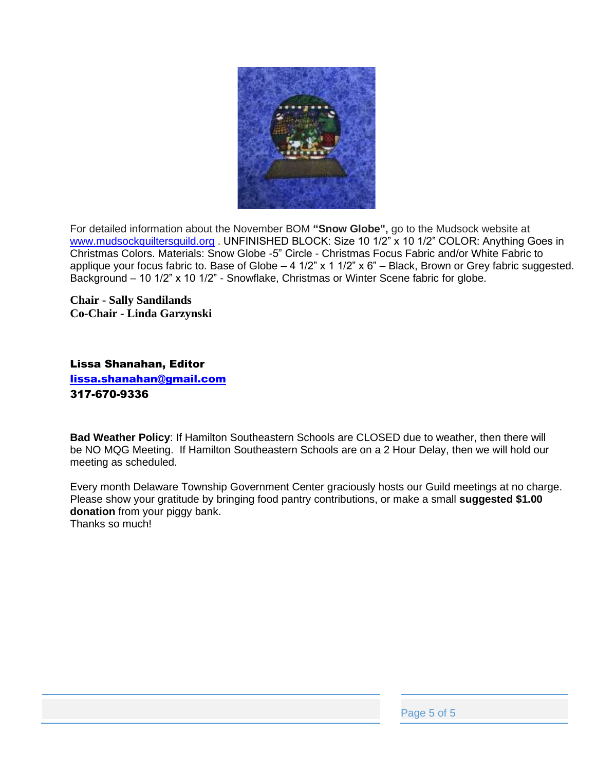For detailed information about the November BOM **"Snow Globe",** go to the Mudsock website at www.mudsockquiltersguild.org . UNFINISHED BLOCK: Size 10 1/2" x 10 1/2" COLOR: Anything Goes in Christmas Colors. Materials: Snow Globe -5" Circle - Christmas Focus Fabric and/or White Fabric to applique your focus fabric to. Base of Globe – 4 1/2" x 1 1/2" x 6" – Black, Brown or Grey fabric suggested. Background – 10 1/2" x 10 1/2" - Snowflake, Christmas or Winter Scene fabric for globe.

**Chair - Sally Sandilands**
**Co-Chair - Linda Garzynski**

**Lissa Shanahan, Editor**
**lissa.shanahan@gmail.com**
**317-670-9336**

**Bad Weather Policy**: If Hamilton Southeastern Schools are CLOSED due to weather, then there will be NO MQG Meeting. If Hamilton Southeastern Schools are on a 2 Hour Delay, then we will hold our meeting as scheduled.

Every month Delaware Township Government Center graciously hosts our Guild meetings at no charge. Please show your gratitude by bringing food pantry contributions, or make a small **suggested $1.00 donation** from your piggy bank.
Thanks so much!